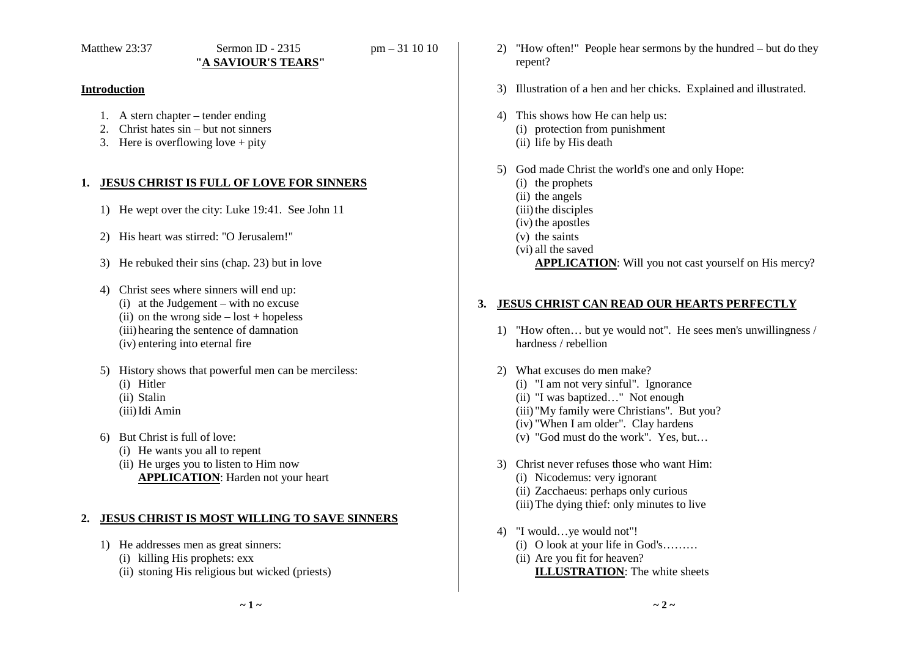Matthew 23:37 Sermon ID - 2315 pm – 31 10 10

# "A SAVIOUR'S TEARS"

**Introduction**

1. A stern chapter – tender ending
2. Christ hates sin – but not sinners
3. Here is overflowing love + pity

## 1. JESUS CHRIST IS FULL OF LOVE FOR SINNERS

1) He wept over the city: Luke 19:41. See John 11

2) His heart was stirred: "O Jerusalem!"

3) He rebuked their sins (chap. 23) but in love

4) Christ sees where sinners will end up:
   (i) at the Judgement – with no excuse
   (ii) on the wrong side – lost + hopeless
   (iii) hearing the sentence of damnation
   (iv) entering into eternal fire

5) History shows that powerful men can be merciless:
   (i) Hitler
   (ii) Stalin
   (iii) Idi Amin

6) But Christ is full of love:
   (i) He wants you all to repent
   (ii) He urges you to listen to Him now
   **APPLICATION**: Harden not your heart

## 2. JESUS CHRIST IS MOST WILLING TO SAVE SINNERS

1) He addresses men as great sinners:
   (i) killing His prophets: exx
   (ii) stoning His religious but wicked (priests)

2) "How often!" People hear sermons by the hundred – but do they repent?

3) Illustration of a hen and her chicks. Explained and illustrated.

4) This shows how He can help us:
   (i) protection from punishment
   (ii) life by His death

5) God made Christ the world's one and only Hope:
   (i) the prophets
   (ii) the angels
   (iii) the disciples
   (iv) the apostles
   (v) the saints
   (vi) all the saved
   **APPLICATION**: Will you not cast yourself on His mercy?

## 3. JESUS CHRIST CAN READ OUR HEARTS PERFECTLY

1) "How often… but ye would not". He sees men's unwillingness / hardness / rebellion

2) What excuses do men make?
   (i) "I am not very sinful". Ignorance
   (ii) "I was baptized…" Not enough
   (iii) "My family were Christians". But you?
   (iv) "When I am older". Clay hardens
   (v) "God must do the work". Yes, but…

3) Christ never refuses those who want Him:
   (i) Nicodemus: very ignorant
   (ii) Zacchaeus: perhaps only curious
   (iii) The dying thief: only minutes to live

4) "I would…ye would not"!
   (i) O look at your life in God's………
   (ii) Are you fit for heaven?
   **ILLUSTRATION**: The white sheets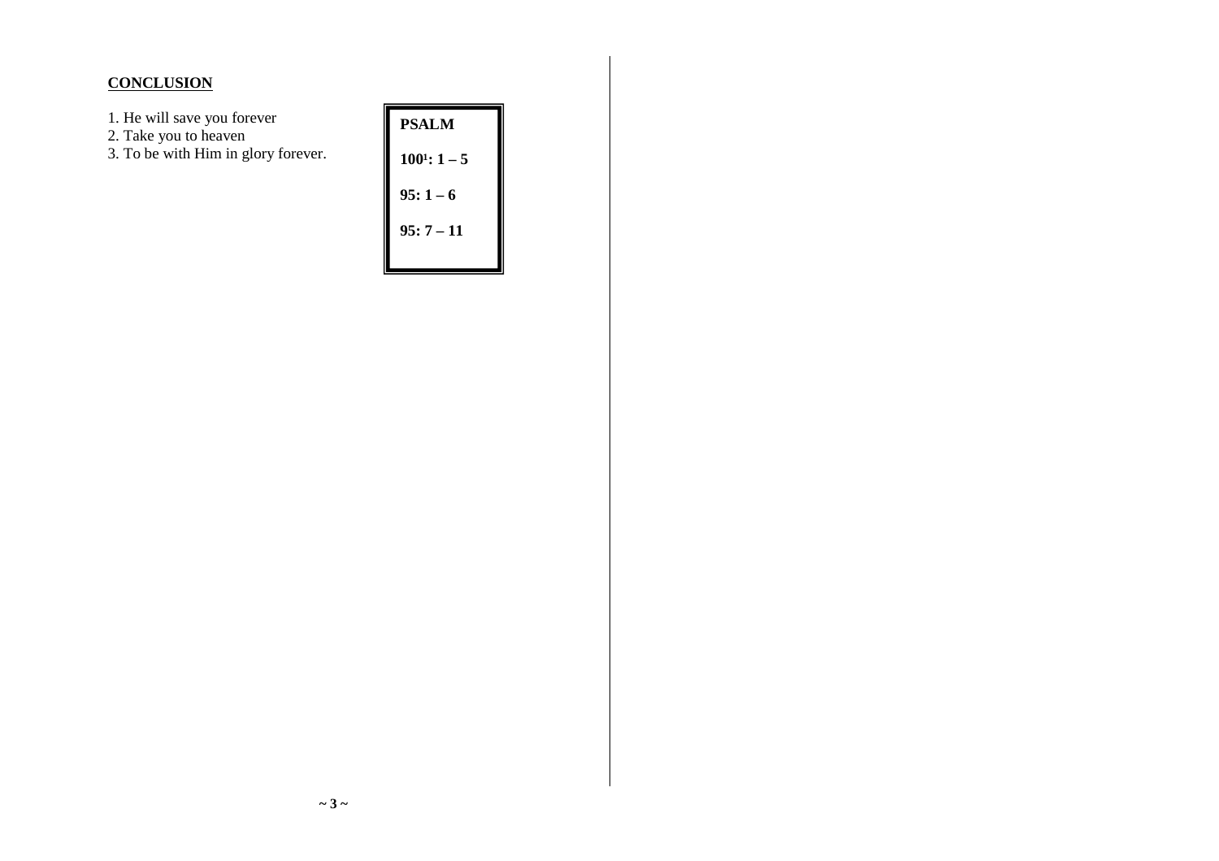**CONCLUSION**

1. He will save you forever
2. Take you to heaven
3. To be with Him in glory forever.

**PSALM**

**100[1]: 1 – 5**

**95: 1 – 6**

**95: 7 – 11**